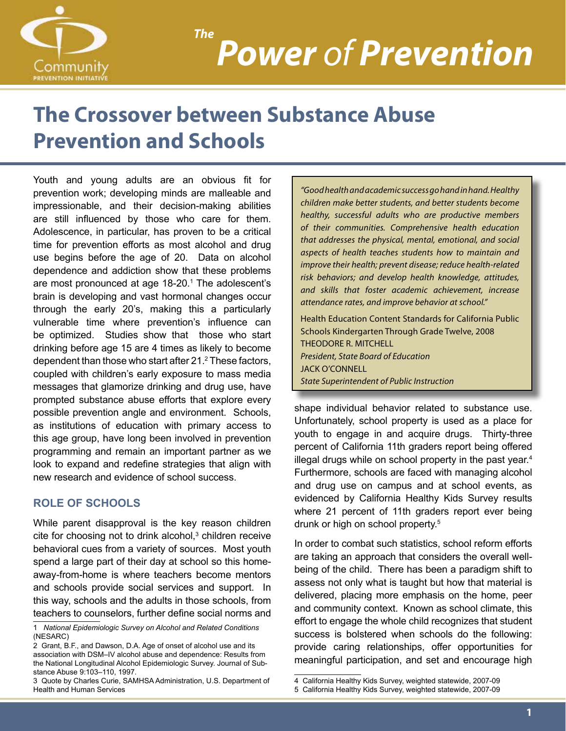# The Power of Prevention

## The Crossover between Substance Abuse Prevention and Schools

Youth and young adults are an obvious fit for prevention work; developing minds are malleable and impressionable, and their decision-making abilities are still influenced by those who care for them. Adolescence, in particular, has proven to be a critical time for prevention efforts as most alcohol and drug use begins before the age of 20. Data on alcohol dependence and addiction show that these problems are most pronounced at age 18-20.[1] The adolescent's brain is developing and vast hormonal changes occur through the early 20's, making this a particularly vulnerable time where prevention's influence can be optimized. Studies show that those who start drinking before age 15 are 4 times as likely to become dependent than those who start after 21.[2] These factors, coupled with children's early exposure to mass media messages that glamorize drinking and drug use, have prompted substance abuse efforts that explore every possible prevention angle and environment. Schools, as institutions of education with primary access to this age group, have long been involved in prevention programming and remain an important partner as we look to expand and redefine strategies that align with new research and evidence of school success.

> *"Good health and academic success go hand in hand. Healthy children make better students, and better students become healthy, successful adults who are productive members of their communities. Comprehensive health education that addresses the physical, mental, emotional, and social aspects of health teaches students how to maintain and improve their health; prevent disease; reduce health-related risk behaviors; and develop health knowledge, attitudes, and skills that foster academic achievement, increase attendance rates, and improve behavior at school."*
>
> Health Education Content Standards for California Public Schools Kindergarten Through Grade Twelve, 2008
> THEODORE R. MITCHELL
> *President, State Board of Education*
> JACK O'CONNELL
> *State Superintendent of Public Instruction*

### ROLE OF SCHOOLS

While parent disapproval is the key reason children cite for choosing not to drink alcohol,[3] children receive behavioral cues from a variety of sources. Most youth spend a large part of their day at school so this home-away-from-home is where teachers become mentors and schools provide social services and support. In this way, schools and the adults in those schools, from teachers to counselors, further define social norms and shape individual behavior related to substance use. Unfortunately, school property is used as a place for youth to engage in and acquire drugs. Thirty-three percent of California 11th graders report being offered illegal drugs while on school property in the past year.[4] Furthermore, schools are faced with managing alcohol and drug use on campus and at school events, as evidenced by California Healthy Kids Survey results where 21 percent of 11th graders report ever being drunk or high on school property.[5]

In order to combat such statistics, school reform efforts are taking an approach that considers the overall well-being of the child. There has been a paradigm shift to assess not only what is taught but how that material is delivered, placing more emphasis on the home, peer and community context. Known as school climate, this effort to engage the whole child recognizes that student success is bolstered when schools do the following: provide caring relationships, offer opportunities for meaningful participation, and set and encourage high

---

1 *National Epidemiologic Survey on Alcohol and Related Conditions* (NESARC)

2 Grant, B.F., and Dawson, D.A. Age of onset of alcohol use and its association with DSM–IV alcohol abuse and dependence: Results from the National Longitudinal Alcohol Epidemiologic Survey. Journal of Substance Abuse 9:103–110, 1997.

3 Quote by Charles Curie, SAMHSA Administration, U.S. Department of Health and Human Services

4 California Healthy Kids Survey, weighted statewide, 2007-09

5 California Healthy Kids Survey, weighted statewide, 2007-09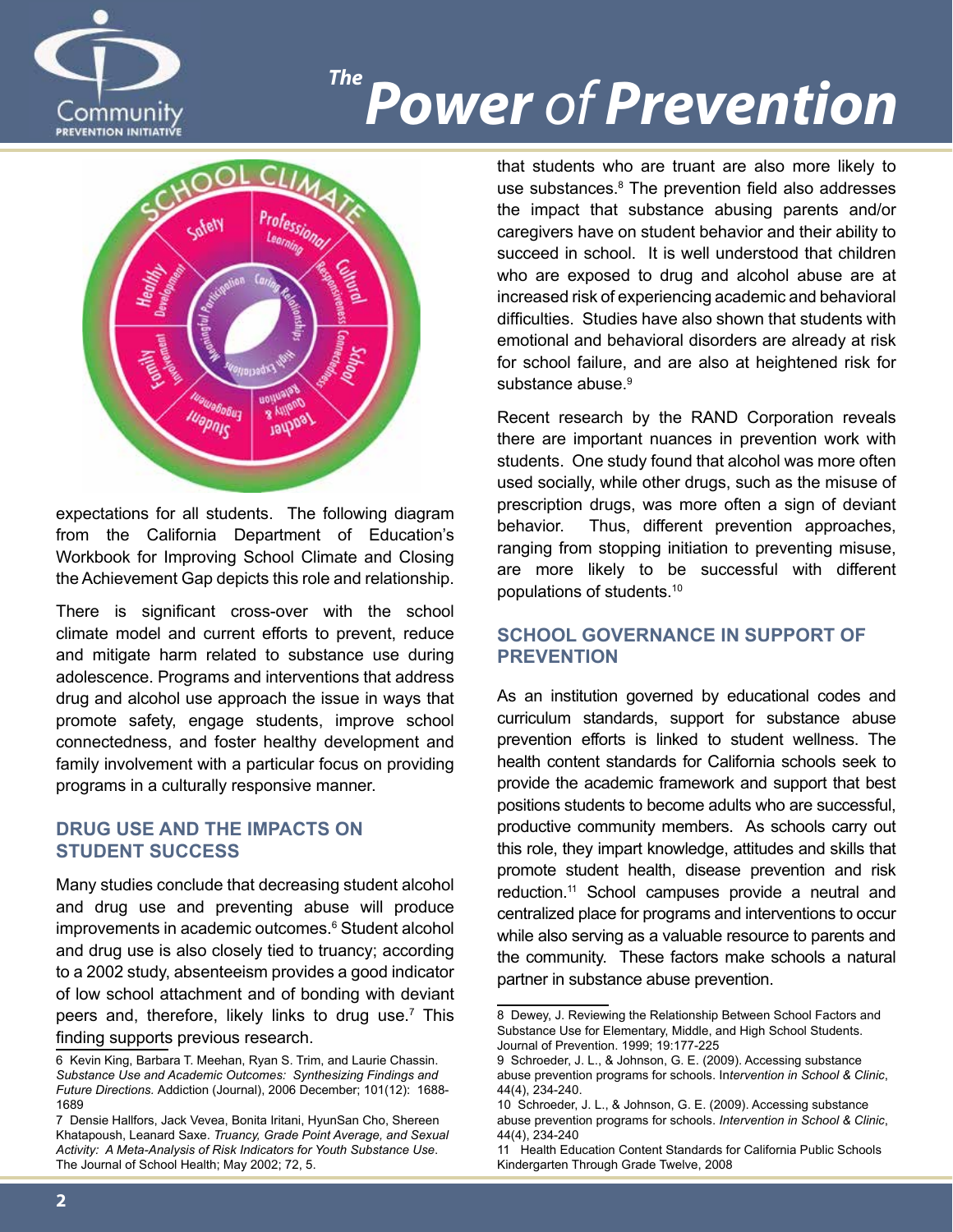expectations for all students. The following diagram from the California Department of Education's Workbook for Improving School Climate and Closing the Achievement Gap depicts this role and relationship.

There is significant cross-over with the school climate model and current efforts to prevent, reduce and mitigate harm related to substance use during adolescence. Programs and interventions that address drug and alcohol use approach the issue in ways that promote safety, engage students, improve school connectedness, and foster healthy development and family involvement with a particular focus on providing programs in a culturally responsive manner.

## DRUG USE AND THE IMPACTS ON STUDENT SUCCESS

Many studies conclude that decreasing student alcohol and drug use and preventing abuse will produce improvements in academic outcomes.[6] Student alcohol and drug use is also closely tied to truancy; according to a 2002 study, absenteeism provides a good indicator of low school attachment and of bonding with deviant peers and, therefore, likely links to drug use.[7] This finding supports previous research that students who are truant are also more likely to use substances.[8] The prevention field also addresses the impact that substance abusing parents and/or caregivers have on student behavior and their ability to succeed in school. It is well understood that children who are exposed to drug and alcohol abuse are at increased risk of experiencing academic and behavioral difficulties. Studies have also shown that students with emotional and behavioral disorders are already at risk for school failure, and are also at heightened risk for substance abuse.[9]

Recent research by the RAND Corporation reveals there are important nuances in prevention work with students. One study found that alcohol was more often used socially, while other drugs, such as the misuse of prescription drugs, was more often a sign of deviant behavior. Thus, different prevention approaches, ranging from stopping initiation to preventing misuse, are more likely to be successful with different populations of students.[10]

## SCHOOL GOVERNANCE IN SUPPORT OF PREVENTION

As an institution governed by educational codes and curriculum standards, support for substance abuse prevention efforts is linked to student wellness. The health content standards for California schools seek to provide the academic framework and support that best positions students to become adults who are successful, productive community members. As schools carry out this role, they impart knowledge, attitudes and skills that promote student health, disease prevention and risk reduction.[11] School campuses provide a neutral and centralized place for programs and interventions to occur while also serving as a valuable resource to parents and the community. These factors make schools a natural partner in substance abuse prevention.

---

6 Kevin King, Barbara T. Meehan, Ryan S. Trim, and Laurie Chassin. *Substance Use and Academic Outcomes: Synthesizing Findings and Future Directions.* Addiction (Journal), 2006 December; 101(12): 1688-1689

7 Densie Hallfors, Jack Vevea, Bonita Iritani, HyunSan Cho, Shereen Khatapoush, Leanard Saxe. *Truancy, Grade Point Average, and Sexual Activity: A Meta-Analysis of Risk Indicators for Youth Substance Use*. The Journal of School Health; May 2002; 72, 5.

8 Dewey, J. Reviewing the Relationship Between School Factors and Substance Use for Elementary, Middle, and High School Students. Journal of Prevention. 1999; 19:177-225

9 Schroeder, J. L., & Johnson, G. E. (2009). Accessing substance abuse prevention programs for schools. I*ntervention in School & Clinic*, 44(4), 234-240.

10 Schroeder, J. L., & Johnson, G. E. (2009). Accessing substance abuse prevention programs for schools. *Intervention in School & Clinic*, 44(4), 234-240

11 Health Education Content Standards for California Public Schools Kindergarten Through Grade Twelve, 2008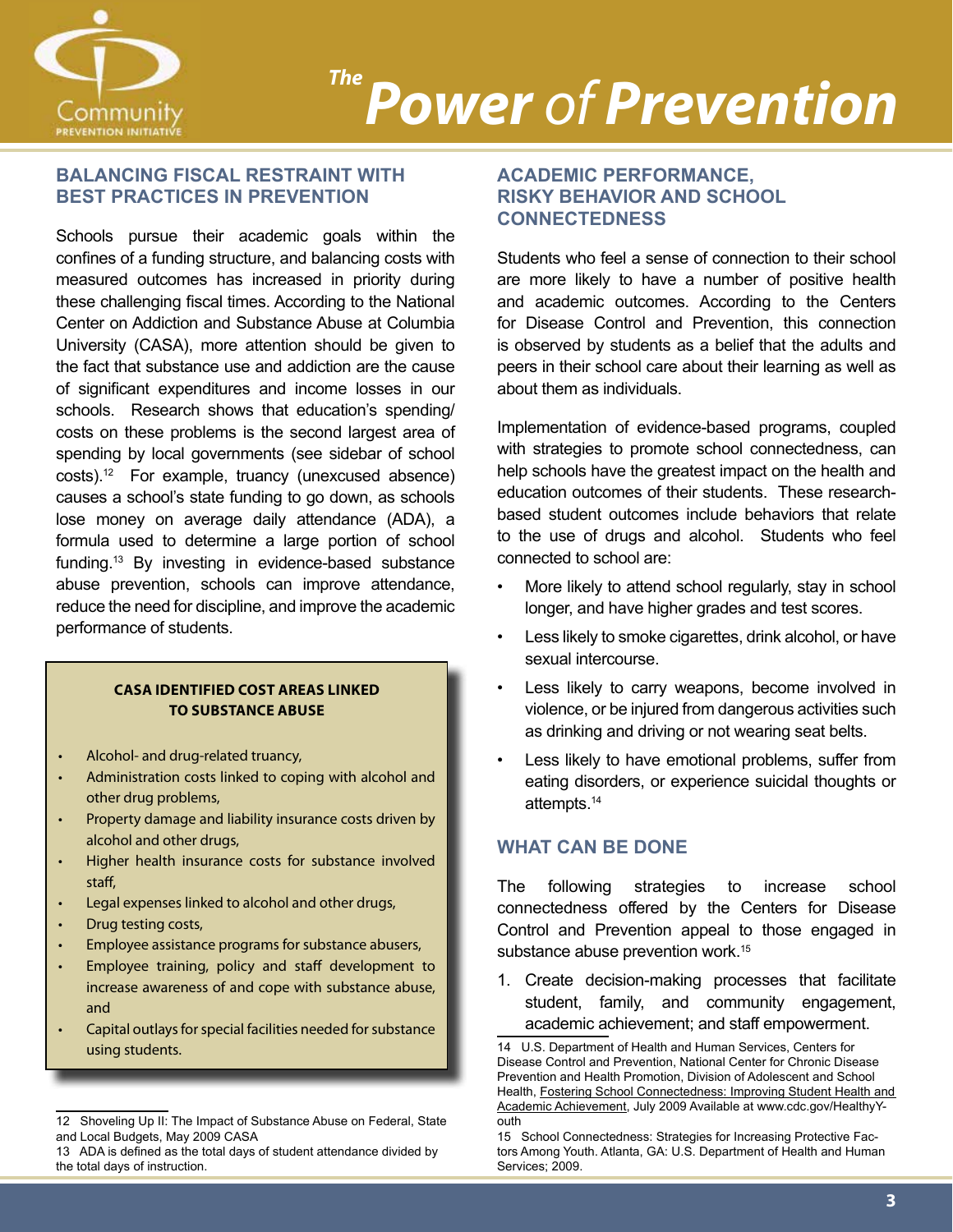# *The* Power *of* Prevention

## BALANCING FISCAL RESTRAINT WITH BEST PRACTICES IN PREVENTION

Schools pursue their academic goals within the confines of a funding structure, and balancing costs with measured outcomes has increased in priority during these challenging fiscal times. According to the National Center on Addiction and Substance Abuse at Columbia University (CASA), more attention should be given to the fact that substance use and addiction are the cause of significant expenditures and income losses in our schools. Research shows that education's spending/costs on these problems is the second largest area of spending by local governments (see sidebar of school costs).[12] For example, truancy (unexcused absence) causes a school's state funding to go down, as schools lose money on average daily attendance (ADA), a formula used to determine a large portion of school funding.[13] By investing in evidence-based substance abuse prevention, schools can improve attendance, reduce the need for discipline, and improve the academic performance of students.

**CASA IDENTIFIED COST AREAS LINKED TO SUBSTANCE ABUSE**

- Alcohol- and drug-related truancy,
- Administration costs linked to coping with alcohol and other drug problems,
- Property damage and liability insurance costs driven by alcohol and other drugs,
- Higher health insurance costs for substance involved staff,
- Legal expenses linked to alcohol and other drugs,
- Drug testing costs,
- Employee assistance programs for substance abusers,
- Employee training, policy and staff development to increase awareness of and cope with substance abuse, and
- Capital outlays for special facilities needed for substance using students.

12 Shoveling Up II: The Impact of Substance Abuse on Federal, State and Local Budgets, May 2009 CASA

13 ADA is defined as the total days of student attendance divided by the total days of instruction.

## ACADEMIC PERFORMANCE, RISKY BEHAVIOR AND SCHOOL CONNECTEDNESS

Students who feel a sense of connection to their school are more likely to have a number of positive health and academic outcomes. According to the Centers for Disease Control and Prevention, this connection is observed by students as a belief that the adults and peers in their school care about their learning as well as about them as individuals.

Implementation of evidence-based programs, coupled with strategies to promote school connectedness, can help schools have the greatest impact on the health and education outcomes of their students. These research-based student outcomes include behaviors that relate to the use of drugs and alcohol. Students who feel connected to school are:

- More likely to attend school regularly, stay in school longer, and have higher grades and test scores.
- Less likely to smoke cigarettes, drink alcohol, or have sexual intercourse.
- Less likely to carry weapons, become involved in violence, or be injured from dangerous activities such as drinking and driving or not wearing seat belts.
- Less likely to have emotional problems, suffer from eating disorders, or experience suicidal thoughts or attempts.[14]

## WHAT CAN BE DONE

The following strategies to increase school connectedness offered by the Centers for Disease Control and Prevention appeal to those engaged in substance abuse prevention work.[15]

1. Create decision-making processes that facilitate student, family, and community engagement, academic achievement; and staff empowerment.

14 U.S. Department of Health and Human Services, Centers for Disease Control and Prevention, National Center for Chronic Disease Prevention and Health Promotion, Division of Adolescent and School Health, Fostering School Connectedness: Improving Student Health and Academic Achievement, July 2009 Available at www.cdc.gov/HealthyYouth

15 School Connectedness: Strategies for Increasing Protective Factors Among Youth. Atlanta, GA: U.S. Department of Health and Human Services; 2009.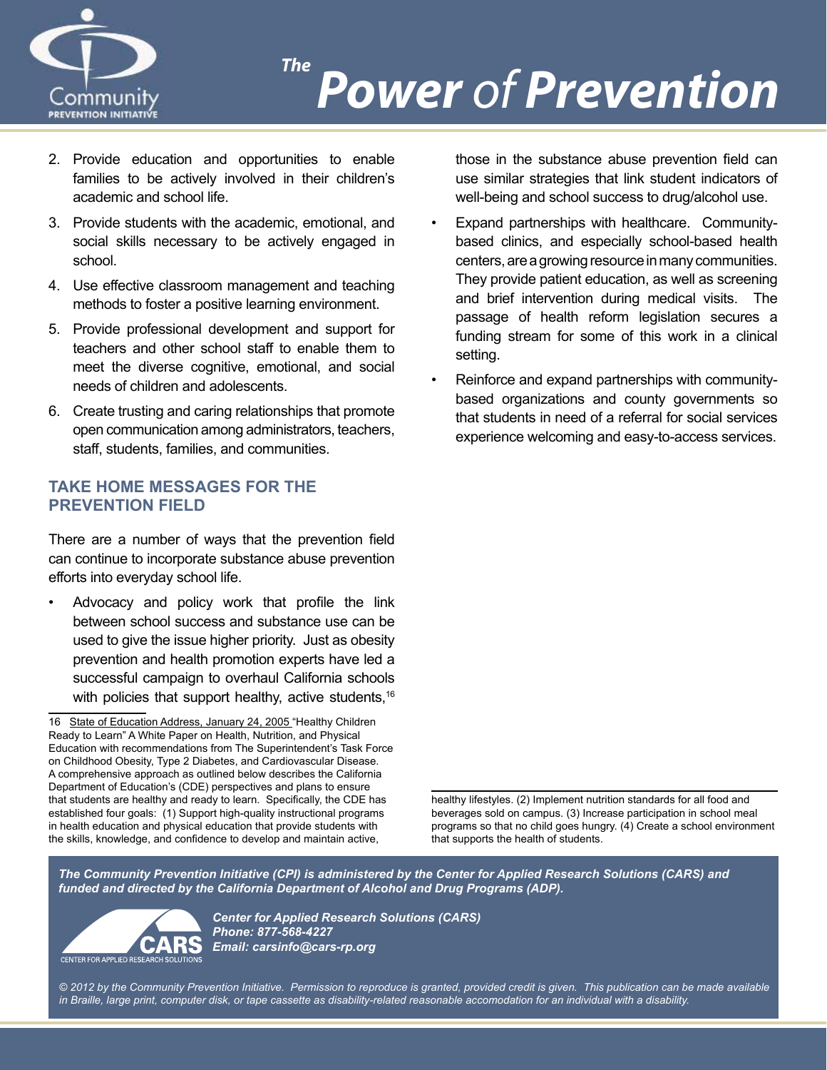2. Provide education and opportunities to enable families to be actively involved in their children's academic and school life.
3. Provide students with the academic, emotional, and social skills necessary to be actively engaged in school.
4. Use effective classroom management and teaching methods to foster a positive learning environment.
5. Provide professional development and support for teachers and other school staff to enable them to meet the diverse cognitive, emotional, and social needs of children and adolescents.
6. Create trusting and caring relationships that promote open communication among administrators, teachers, staff, students, families, and communities.

## TAKE HOME MESSAGES FOR THE PREVENTION FIELD

There are a number of ways that the prevention field can continue to incorporate substance abuse prevention efforts into everyday school life.

- Advocacy and policy work that profile the link between school success and substance use can be used to give the issue higher priority. Just as obesity prevention and health promotion experts have led a successful campaign to overhaul California schools with policies that support healthy, active students,[16] those in the substance abuse prevention field can use similar strategies that link student indicators of well-being and school success to drug/alcohol use.
- Expand partnerships with healthcare. Community-based clinics, and especially school-based health centers, are a growing resource in many communities. They provide patient education, as well as screening and brief intervention during medical visits. The passage of health reform legislation secures a funding stream for some of this work in a clinical setting.
- Reinforce and expand partnerships with community-based organizations and county governments so that students in need of a referral for social services experience welcoming and easy-to-access services.

16 State of Education Address, January 24, 2005 "Healthy Children Ready to Learn" A White Paper on Health, Nutrition, and Physical Education with recommendations from The Superintendent's Task Force on Childhood Obesity, Type 2 Diabetes, and Cardiovascular Disease. A comprehensive approach as outlined below describes the California Department of Education's (CDE) perspectives and plans to ensure that students are healthy and ready to learn. Specifically, the CDE has established four goals: (1) Support high-quality instructional programs in health education and physical education that provide students with the skills, knowledge, and confidence to develop and maintain active, healthy lifestyles. (2) Implement nutrition standards for all food and beverages sold on campus. (3) Increase participation in school meal programs so that no child goes hungry. (4) Create a school environment that supports the health of students.

***The Community Prevention Initiative (CPI) is administered by the Center for Applied Research Solutions (CARS) and funded and directed by the California Department of Alcohol and Drug Programs (ADP).***

***Center for Applied Research Solutions (CARS)***
***Phone: 877-568-4227***
***Email: carsinfo@cars-rp.org***

*© 2012 by the Community Prevention Initiative. Permission to reproduce is granted, provided credit is given. This publication can be made available in Braille, large print, computer disk, or tape cassette as disability-related reasonable accomodation for an individual with a disability.*